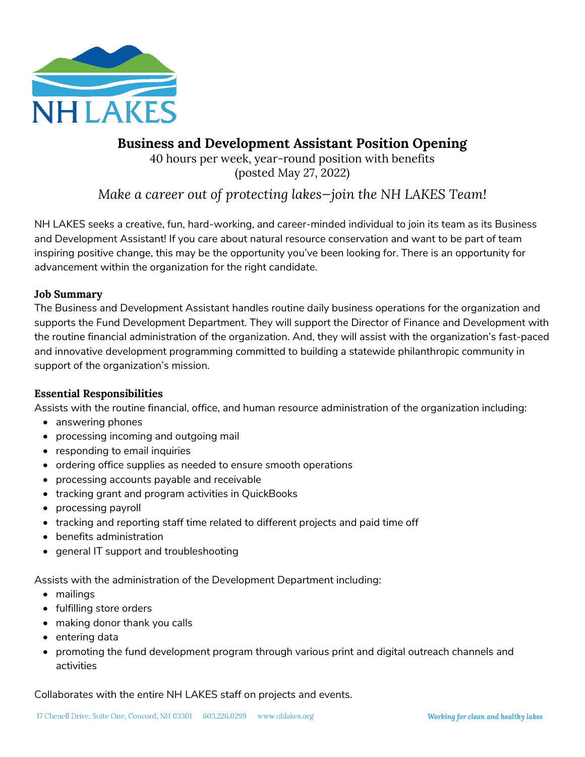# Business and Development Assistant Position Opening

40 hours per week, year-round position with benefits
(posted May 27, 2022)

*Make a career out of protecting lakes—join the NH LAKES Team!*

NH LAKES seeks a creative, fun, hard-working, and career-minded individual to join its team as its Business and Development Assistant! If you care about natural resource conservation and want to be part of team inspiring positive change, this may be the opportunity you've been looking for. There is an opportunity for advancement within the organization for the right candidate.

**Job Summary**

The Business and Development Assistant handles routine daily business operations for the organization and supports the Fund Development Department. They will support the Director of Finance and Development with the routine financial administration of the organization. And, they will assist with the organization's fast-paced and innovative development programming committed to building a statewide philanthropic community in support of the organization's mission.

**Essential Responsibilities**

Assists with the routine financial, office, and human resource administration of the organization including:

- answering phones
- processing incoming and outgoing mail
- responding to email inquiries
- ordering office supplies as needed to ensure smooth operations
- processing accounts payable and receivable
- tracking grant and program activities in QuickBooks
- processing payroll
- tracking and reporting staff time related to different projects and paid time off
- benefits administration
- general IT support and troubleshooting

Assists with the administration of the Development Department including:

- mailings
- fulfilling store orders
- making donor thank you calls
- entering data
- promoting the fund development program through various print and digital outreach channels and activities

Collaborates with the entire NH LAKES staff on projects and events.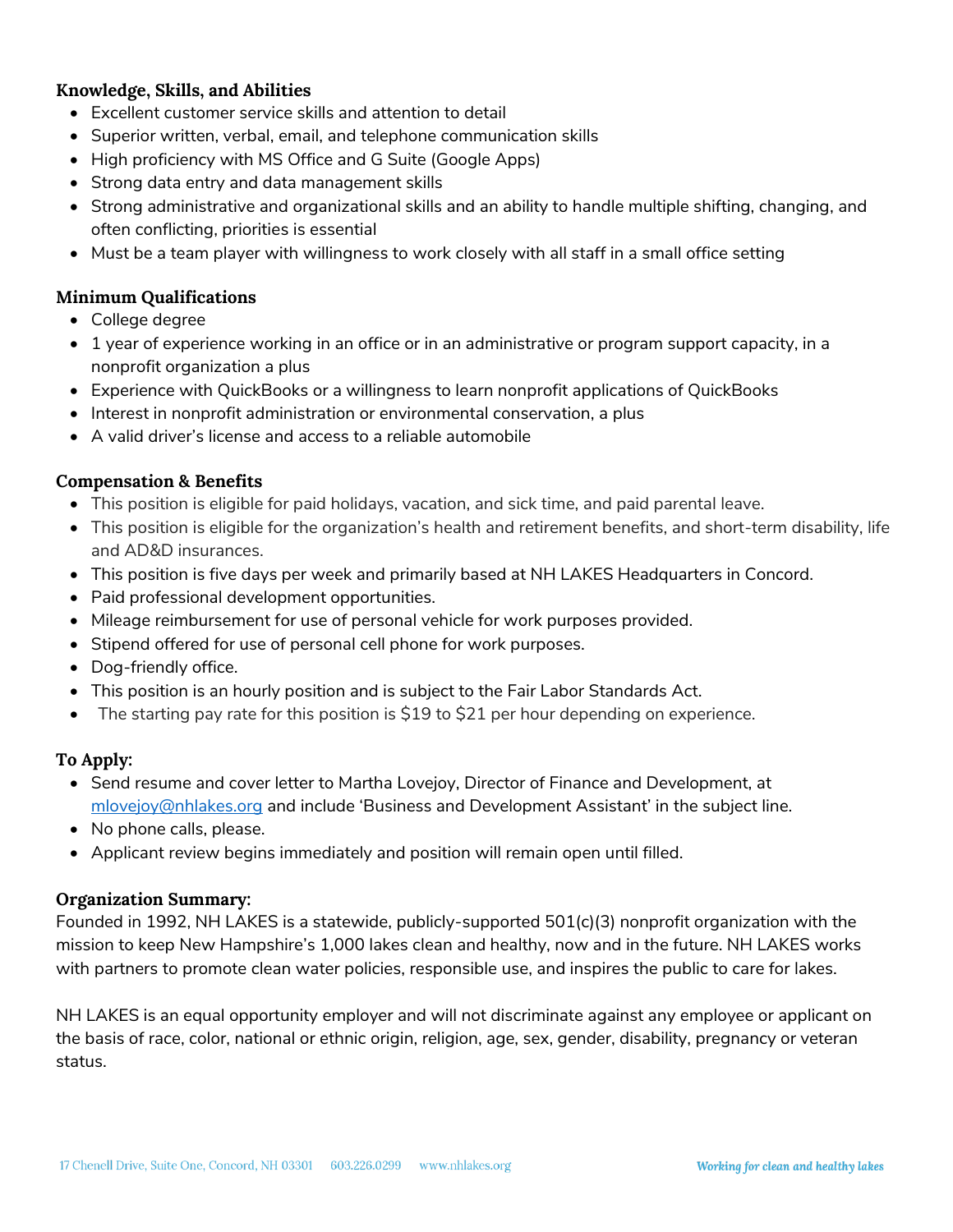### Knowledge, Skills, and Abilities

- Excellent customer service skills and attention to detail
- Superior written, verbal, email, and telephone communication skills
- High proficiency with MS Office and G Suite (Google Apps)
- Strong data entry and data management skills
- Strong administrative and organizational skills and an ability to handle multiple shifting, changing, and often conflicting, priorities is essential
- Must be a team player with willingness to work closely with all staff in a small office setting

### Minimum Qualifications

- College degree
- 1 year of experience working in an office or in an administrative or program support capacity, in a nonprofit organization a plus
- Experience with QuickBooks or a willingness to learn nonprofit applications of QuickBooks
- Interest in nonprofit administration or environmental conservation, a plus
- A valid driver's license and access to a reliable automobile

### Compensation & Benefits

- This position is eligible for paid holidays, vacation, and sick time, and paid parental leave.
- This position is eligible for the organization's health and retirement benefits, and short-term disability, life and AD&D insurances.
- This position is five days per week and primarily based at NH LAKES Headquarters in Concord.
- Paid professional development opportunities.
- Mileage reimbursement for use of personal vehicle for work purposes provided.
- Stipend offered for use of personal cell phone for work purposes.
- Dog-friendly office.
- This position is an hourly position and is subject to the Fair Labor Standards Act.
- The starting pay rate for this position is $19 to $21 per hour depending on experience.

### To Apply:

- Send resume and cover letter to Martha Lovejoy, Director of Finance and Development, at mlovejoy@nhlakes.org and include 'Business and Development Assistant' in the subject line.
- No phone calls, please.
- Applicant review begins immediately and position will remain open until filled.

### Organization Summary:

Founded in 1992, NH LAKES is a statewide, publicly-supported 501(c)(3) nonprofit organization with the mission to keep New Hampshire's 1,000 lakes clean and healthy, now and in the future. NH LAKES works with partners to promote clean water policies, responsible use, and inspires the public to care for lakes.

NH LAKES is an equal opportunity employer and will not discriminate against any employee or applicant on the basis of race, color, national or ethnic origin, religion, age, sex, gender, disability, pregnancy or veteran status.